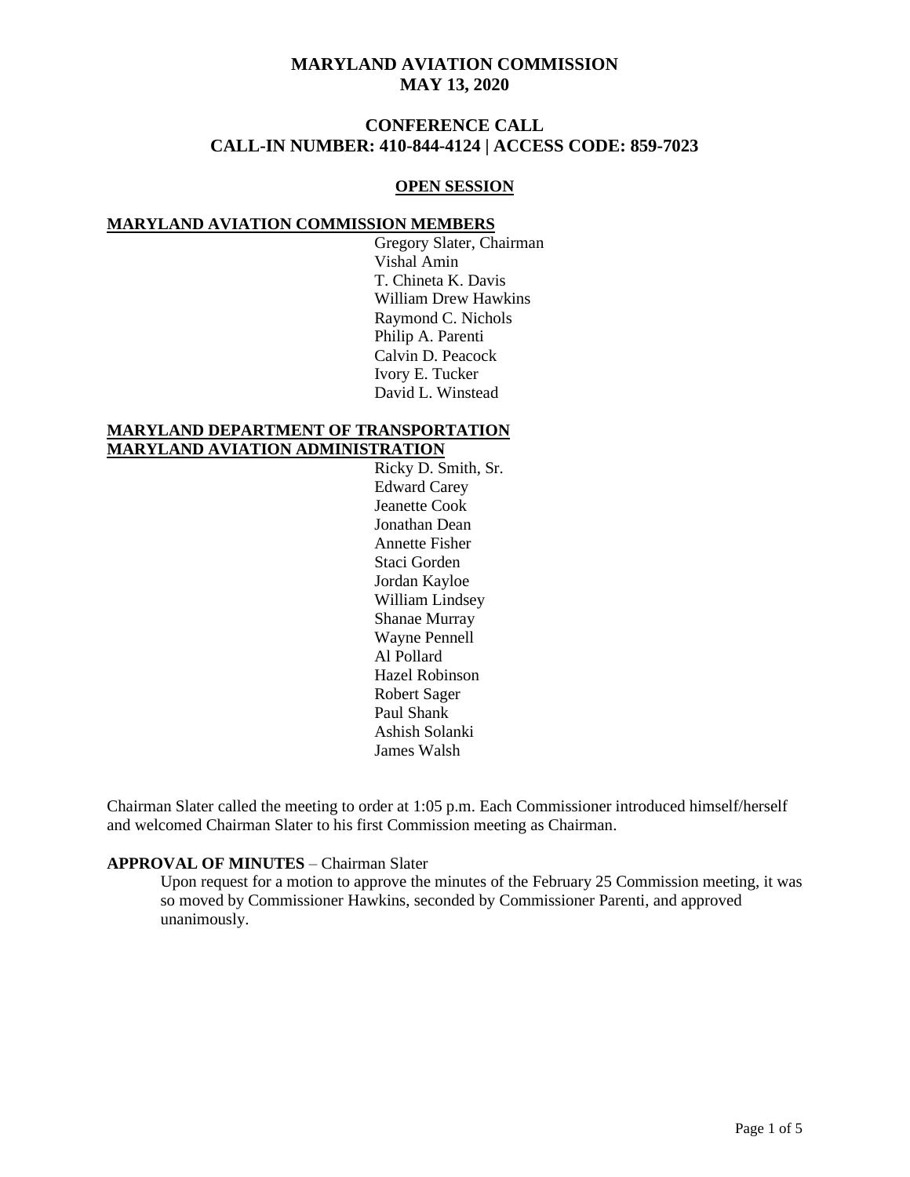# MARYLAND AVIATION COMMISSION
# MAY 13, 2020

## CONFERENCE CALL
## CALL-IN NUMBER: 410-844-4124 | ACCESS CODE: 859-7023

### OPEN SESSION

**MARYLAND AVIATION COMMISSION MEMBERS**

Gregory Slater, Chairman
Vishal Amin
T. Chineta K. Davis
William Drew Hawkins
Raymond C. Nichols
Philip A. Parenti
Calvin D. Peacock
Ivory E. Tucker
David L. Winstead

**MARYLAND DEPARTMENT OF TRANSPORTATION**
**MARYLAND AVIATION ADMINISTRATION**

Ricky D. Smith, Sr.
Edward Carey
Jeanette Cook
Jonathan Dean
Annette Fisher
Staci Gorden
Jordan Kayloe
William Lindsey
Shanae Murray
Wayne Pennell
Al Pollard
Hazel Robinson
Robert Sager
Paul Shank
Ashish Solanki
James Walsh

Chairman Slater called the meeting to order at 1:05 p.m. Each Commissioner introduced himself/herself and welcomed Chairman Slater to his first Commission meeting as Chairman.

**APPROVAL OF MINUTES** – Chairman Slater

Upon request for a motion to approve the minutes of the February 25 Commission meeting, it was so moved by Commissioner Hawkins, seconded by Commissioner Parenti, and approved unanimously.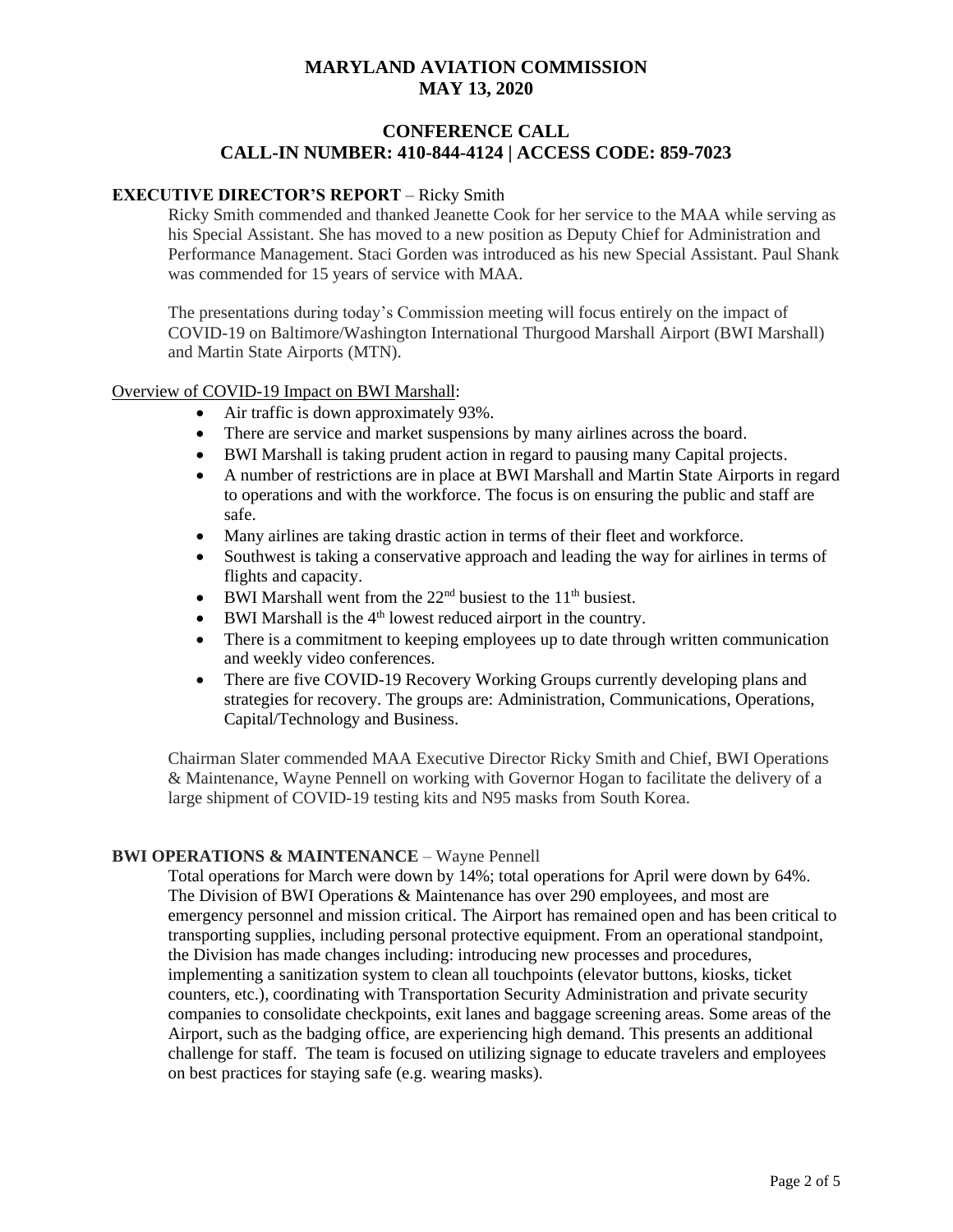# MARYLAND AVIATION COMMISSION
# MAY 13, 2020

## CONFERENCE CALL
## CALL-IN NUMBER: 410-844-4124 | ACCESS CODE: 859-7023

### EXECUTIVE DIRECTOR'S REPORT – Ricky Smith

Ricky Smith commended and thanked Jeanette Cook for her service to the MAA while serving as his Special Assistant. She has moved to a new position as Deputy Chief for Administration and Performance Management. Staci Gorden was introduced as his new Special Assistant. Paul Shank was commended for 15 years of service with MAA.

The presentations during today's Commission meeting will focus entirely on the impact of COVID-19 on Baltimore/Washington International Thurgood Marshall Airport (BWI Marshall) and Martin State Airports (MTN).

<u>Overview of COVID-19 Impact on BWI Marshall</u>:

- Air traffic is down approximately 93%.
- There are service and market suspensions by many airlines across the board.
- BWI Marshall is taking prudent action in regard to pausing many Capital projects.
- A number of restrictions are in place at BWI Marshall and Martin State Airports in regard to operations and with the workforce. The focus is on ensuring the public and staff are safe.
- Many airlines are taking drastic action in terms of their fleet and workforce.
- Southwest is taking a conservative approach and leading the way for airlines in terms of flights and capacity.
- BWI Marshall went from the 22nd busiest to the 11th busiest.
- BWI Marshall is the 4th lowest reduced airport in the country.
- There is a commitment to keeping employees up to date through written communication and weekly video conferences.
- There are five COVID-19 Recovery Working Groups currently developing plans and strategies for recovery. The groups are: Administration, Communications, Operations, Capital/Technology and Business.

Chairman Slater commended MAA Executive Director Ricky Smith and Chief, BWI Operations & Maintenance, Wayne Pennell on working with Governor Hogan to facilitate the delivery of a large shipment of COVID-19 testing kits and N95 masks from South Korea.

### BWI OPERATIONS & MAINTENANCE – Wayne Pennell

Total operations for March were down by 14%; total operations for April were down by 64%. The Division of BWI Operations & Maintenance has over 290 employees, and most are emergency personnel and mission critical. The Airport has remained open and has been critical to transporting supplies, including personal protective equipment. From an operational standpoint, the Division has made changes including: introducing new processes and procedures, implementing a sanitization system to clean all touchpoints (elevator buttons, kiosks, ticket counters, etc.), coordinating with Transportation Security Administration and private security companies to consolidate checkpoints, exit lanes and baggage screening areas. Some areas of the Airport, such as the badging office, are experiencing high demand. This presents an additional challenge for staff. The team is focused on utilizing signage to educate travelers and employees on best practices for staying safe (e.g. wearing masks).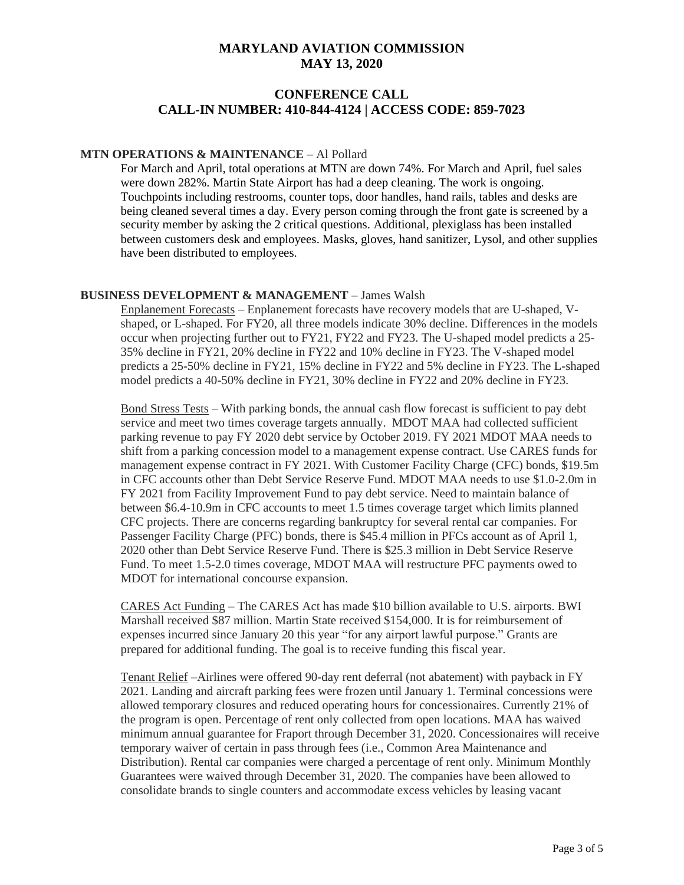# MARYLAND AVIATION COMMISSION
# MAY 13, 2020

## CONFERENCE CALL
## CALL-IN NUMBER: 410-844-4124 | ACCESS CODE: 859-7023

**MTN OPERATIONS & MAINTENANCE** – Al Pollard

For March and April, total operations at MTN are down 74%. For March and April, fuel sales were down 282%. Martin State Airport has had a deep cleaning. The work is ongoing. Touchpoints including restrooms, counter tops, door handles, hand rails, tables and desks are being cleaned several times a day. Every person coming through the front gate is screened by a security member by asking the 2 critical questions. Additional, plexiglass has been installed between customers desk and employees. Masks, gloves, hand sanitizer, Lysol, and other supplies have been distributed to employees.

**BUSINESS DEVELOPMENT & MANAGEMENT** – James Walsh

Enplanement Forecasts – Enplanement forecasts have recovery models that are U-shaped, V-shaped, or L-shaped. For FY20, all three models indicate 30% decline. Differences in the models occur when projecting further out to FY21, FY22 and FY23. The U-shaped model predicts a 25-35% decline in FY21, 20% decline in FY22 and 10% decline in FY23. The V-shaped model predicts a 25-50% decline in FY21, 15% decline in FY22 and 5% decline in FY23. The L-shaped model predicts a 40-50% decline in FY21, 30% decline in FY22 and 20% decline in FY23.

Bond Stress Tests – With parking bonds, the annual cash flow forecast is sufficient to pay debt service and meet two times coverage targets annually. MDOT MAA had collected sufficient parking revenue to pay FY 2020 debt service by October 2019. FY 2021 MDOT MAA needs to shift from a parking concession model to a management expense contract. Use CARES funds for management expense contract in FY 2021. With Customer Facility Charge (CFC) bonds, $19.5m in CFC accounts other than Debt Service Reserve Fund. MDOT MAA needs to use $1.0-2.0m in FY 2021 from Facility Improvement Fund to pay debt service. Need to maintain balance of between $6.4-10.9m in CFC accounts to meet 1.5 times coverage target which limits planned CFC projects. There are concerns regarding bankruptcy for several rental car companies. For Passenger Facility Charge (PFC) bonds, there is $45.4 million in PFCs account as of April 1, 2020 other than Debt Service Reserve Fund. There is $25.3 million in Debt Service Reserve Fund. To meet 1.5-2.0 times coverage, MDOT MAA will restructure PFC payments owed to MDOT for international concourse expansion.

CARES Act Funding – The CARES Act has made $10 billion available to U.S. airports. BWI Marshall received $87 million. Martin State received $154,000. It is for reimbursement of expenses incurred since January 20 this year "for any airport lawful purpose." Grants are prepared for additional funding. The goal is to receive funding this fiscal year.

Tenant Relief –Airlines were offered 90-day rent deferral (not abatement) with payback in FY 2021. Landing and aircraft parking fees were frozen until January 1. Terminal concessions were allowed temporary closures and reduced operating hours for concessionaires. Currently 21% of the program is open. Percentage of rent only collected from open locations. MAA has waived minimum annual guarantee for Fraport through December 31, 2020. Concessionaires will receive temporary waiver of certain in pass through fees (i.e., Common Area Maintenance and Distribution). Rental car companies were charged a percentage of rent only. Minimum Monthly Guarantees were waived through December 31, 2020. The companies have been allowed to consolidate brands to single counters and accommodate excess vehicles by leasing vacant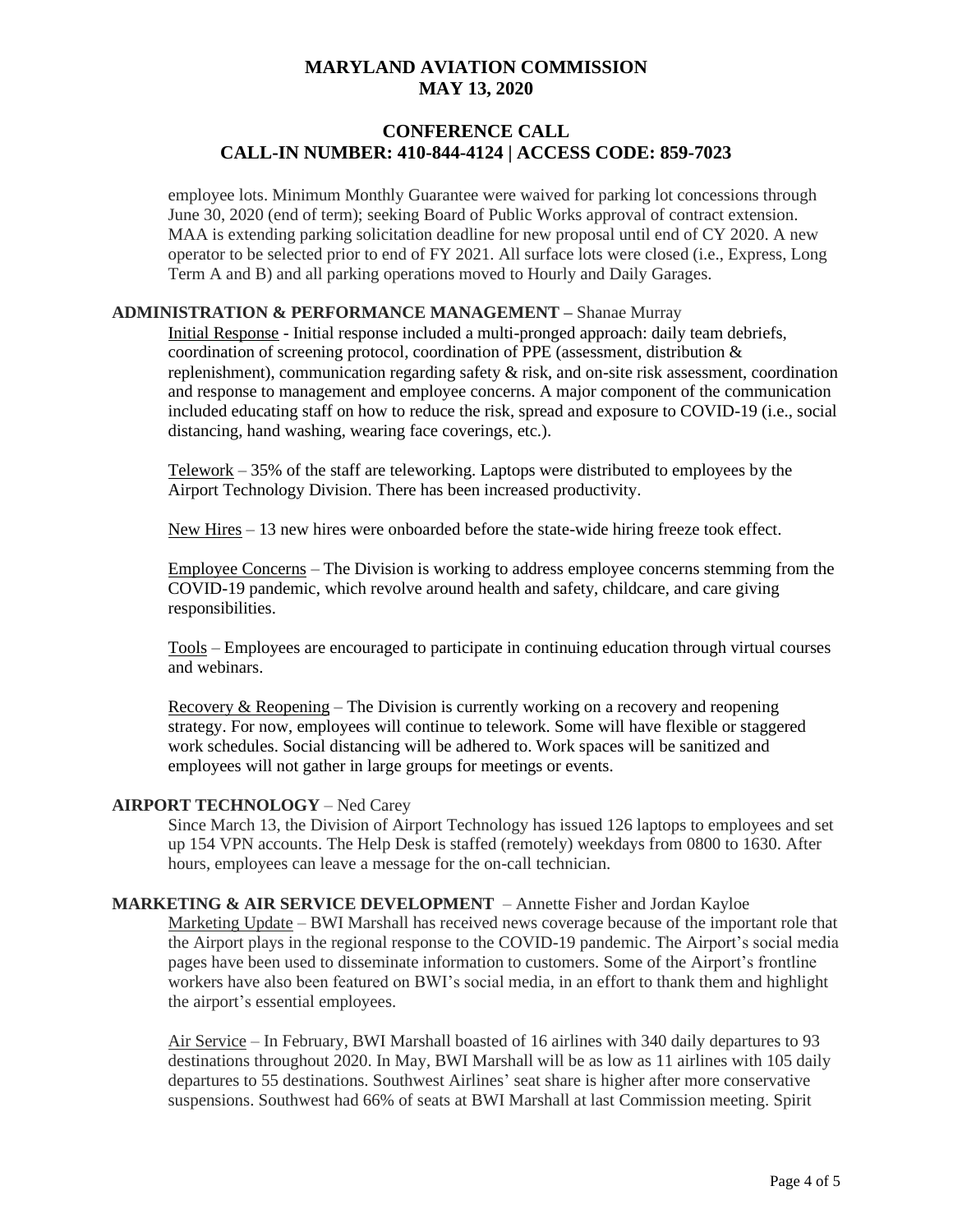employee lots. Minimum Monthly Guarantee were waived for parking lot concessions through June 30, 2020 (end of term); seeking Board of Public Works approval of contract extension. MAA is extending parking solicitation deadline for new proposal until end of CY 2020. A new operator to be selected prior to end of FY 2021. All surface lots were closed (i.e., Express, Long Term A and B) and all parking operations moved to Hourly and Daily Garages.

**ADMINISTRATION & PERFORMANCE MANAGEMENT –** Shanae Murray

Initial Response - Initial response included a multi-pronged approach: daily team debriefs, coordination of screening protocol, coordination of PPE (assessment, distribution & replenishment), communication regarding safety & risk, and on-site risk assessment, coordination and response to management and employee concerns. A major component of the communication included educating staff on how to reduce the risk, spread and exposure to COVID-19 (i.e., social distancing, hand washing, wearing face coverings, etc.).

Telework – 35% of the staff are teleworking. Laptops were distributed to employees by the Airport Technology Division. There has been increased productivity.

New Hires – 13 new hires were onboarded before the state-wide hiring freeze took effect.

Employee Concerns – The Division is working to address employee concerns stemming from the COVID-19 pandemic, which revolve around health and safety, childcare, and care giving responsibilities.

Tools – Employees are encouraged to participate in continuing education through virtual courses and webinars.

Recovery & Reopening – The Division is currently working on a recovery and reopening strategy. For now, employees will continue to telework. Some will have flexible or staggered work schedules. Social distancing will be adhered to. Work spaces will be sanitized and employees will not gather in large groups for meetings or events.

**AIRPORT TECHNOLOGY** – Ned Carey

Since March 13, the Division of Airport Technology has issued 126 laptops to employees and set up 154 VPN accounts. The Help Desk is staffed (remotely) weekdays from 0800 to 1630. After hours, employees can leave a message for the on-call technician.

**MARKETING & AIR SERVICE DEVELOPMENT** – Annette Fisher and Jordan Kayloe

Marketing Update – BWI Marshall has received news coverage because of the important role that the Airport plays in the regional response to the COVID-19 pandemic. The Airport's social media pages have been used to disseminate information to customers. Some of the Airport's frontline workers have also been featured on BWI's social media, in an effort to thank them and highlight the airport's essential employees.

Air Service – In February, BWI Marshall boasted of 16 airlines with 340 daily departures to 93 destinations throughout 2020. In May, BWI Marshall will be as low as 11 airlines with 105 daily departures to 55 destinations. Southwest Airlines' seat share is higher after more conservative suspensions. Southwest had 66% of seats at BWI Marshall at last Commission meeting. Spirit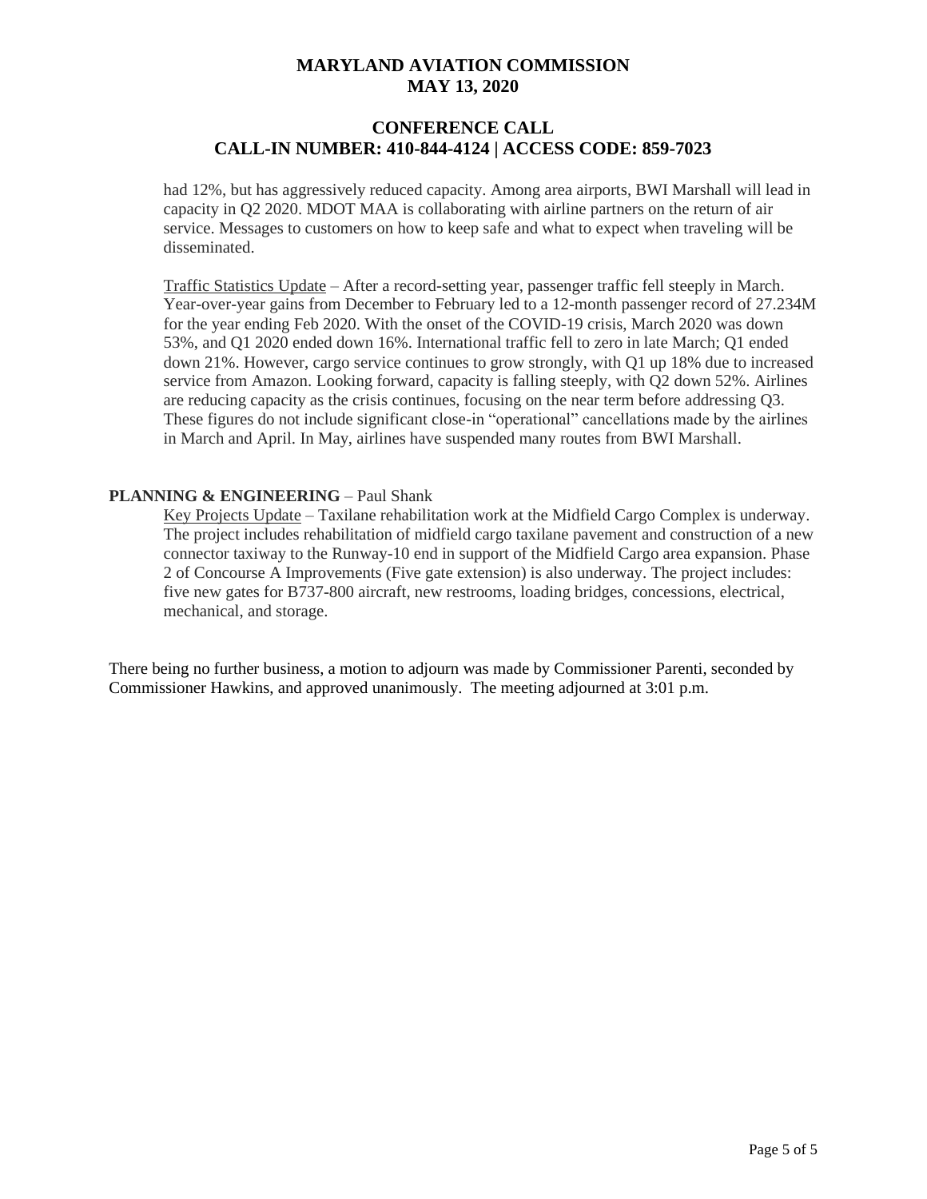had 12%, but has aggressively reduced capacity. Among area airports, BWI Marshall will lead in capacity in Q2 2020. MDOT MAA is collaborating with airline partners on the return of air service. Messages to customers on how to keep safe and what to expect when traveling will be disseminated.

Traffic Statistics Update – After a record-setting year, passenger traffic fell steeply in March. Year-over-year gains from December to February led to a 12-month passenger record of 27.234M for the year ending Feb 2020. With the onset of the COVID-19 crisis, March 2020 was down 53%, and Q1 2020 ended down 16%. International traffic fell to zero in late March; Q1 ended down 21%. However, cargo service continues to grow strongly, with Q1 up 18% due to increased service from Amazon. Looking forward, capacity is falling steeply, with Q2 down 52%. Airlines are reducing capacity as the crisis continues, focusing on the near term before addressing Q3. These figures do not include significant close-in "operational" cancellations made by the airlines in March and April. In May, airlines have suspended many routes from BWI Marshall.

**PLANNING & ENGINEERING** – Paul Shank

Key Projects Update – Taxilane rehabilitation work at the Midfield Cargo Complex is underway. The project includes rehabilitation of midfield cargo taxilane pavement and construction of a new connector taxiway to the Runway-10 end in support of the Midfield Cargo area expansion. Phase 2 of Concourse A Improvements (Five gate extension) is also underway. The project includes: five new gates for B737-800 aircraft, new restrooms, loading bridges, concessions, electrical, mechanical, and storage.

There being no further business, a motion to adjourn was made by Commissioner Parenti, seconded by Commissioner Hawkins, and approved unanimously. The meeting adjourned at 3:01 p.m.